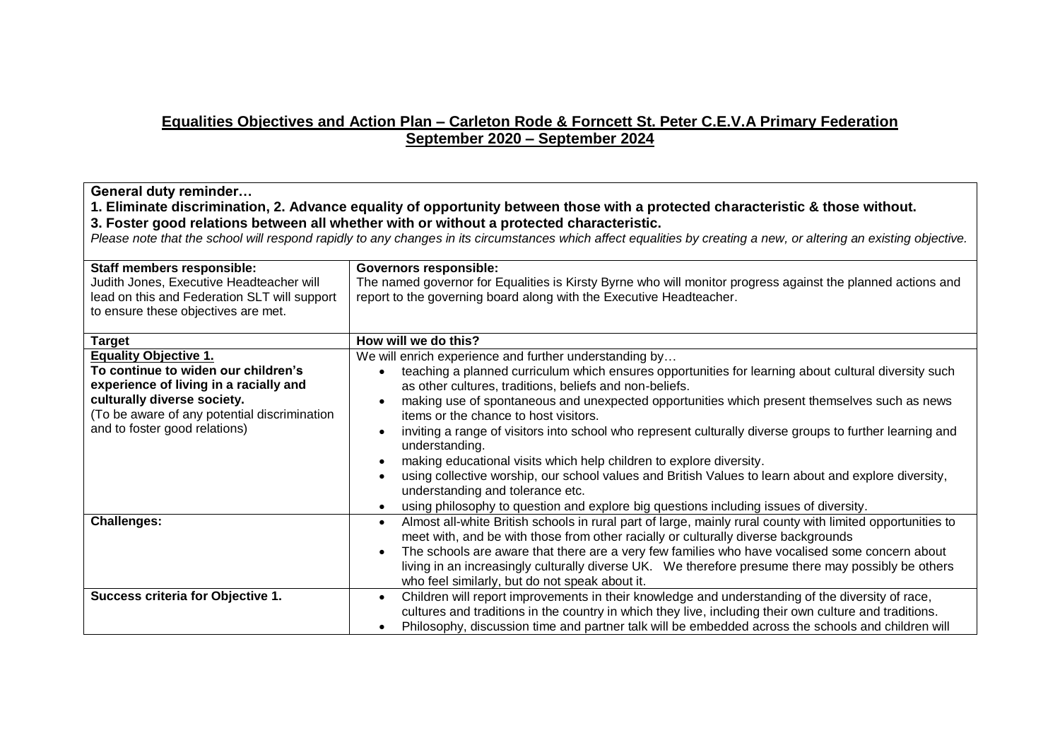# Equalities Objectives and Action Plan – Carleton Rode & Forncett St. Peter C.E.V.A Primary Federation
## September 2020 – September 2024

**General duty reminder…**

**1. Eliminate discrimination, 2. Advance equality of opportunity between those with a protected characteristic & those without.**
**3. Foster good relations between all whether with or without a protected characteristic.**

*Please note that the school will respond rapidly to any changes in its circumstances which affect equalities by creating a new, or altering an existing objective.*

| **Staff members responsible:**<br>Judith Jones, Executive Headteacher will lead on this and Federation SLT will support to ensure these objectives are met. | **Governors responsible:**<br>The named governor for Equalities is Kirsty Byrne who will monitor progress against the planned actions and report to the governing board along with the Executive Headteacher. |
|---|---|
| **Target** | **How will we do this?** |
| **Equality Objective 1.**<br>**To continue to widen our children's experience of living in a racially and culturally diverse society.**<br>(To be aware of any potential discrimination and to foster good relations) | We will enrich experience and further understanding by…<br>• teaching a planned curriculum which ensures opportunities for learning about cultural diversity such as other cultures, traditions, beliefs and non-beliefs.<br>• making use of spontaneous and unexpected opportunities which present themselves such as news items or the chance to host visitors.<br>• inviting a range of visitors into school who represent culturally diverse groups to further learning and understanding.<br>• making educational visits which help children to explore diversity.<br>• using collective worship, our school values and British Values to learn about and explore diversity, understanding and tolerance etc.<br>• using philosophy to question and explore big questions including issues of diversity. |
| **Challenges:** | • Almost all-white British schools in rural part of large, mainly rural county with limited opportunities to meet with, and be with those from other racially or culturally diverse backgrounds<br>• The schools are aware that there are a very few families who have vocalised some concern about living in an increasingly culturally diverse UK. We therefore presume there may possibly be others who feel similarly, but do not speak about it. |
| **Success criteria for Objective 1.** | • Children will report improvements in their knowledge and understanding of the diversity of race, cultures and traditions in the country in which they live, including their own culture and traditions.<br>• Philosophy, discussion time and partner talk will be embedded across the schools and children will |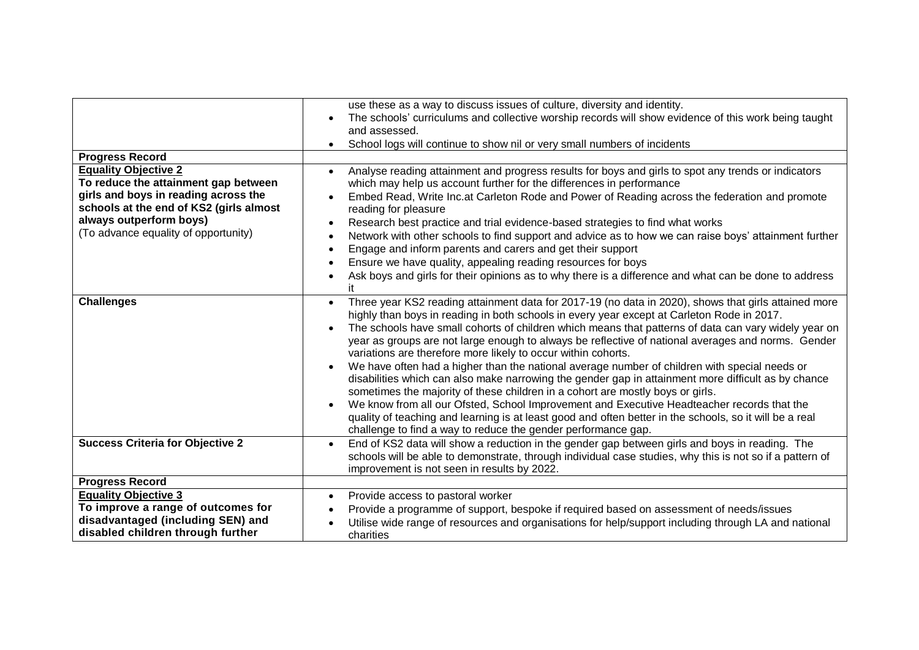| | |
|---|---|
| | use these as a way to discuss issues of culture, diversity and identity.<br>• The schools' curriculums and collective worship records will show evidence of this work being taught and assessed.<br>• School logs will continue to show nil or very small numbers of incidents |
| **Progress Record** | |
| **Equality Objective 2**<br>**To reduce the attainment gap between girls and boys in reading across the schools at the end of KS2 (girls almost always outperform boys)**<br>(To advance equality of opportunity) | • Analyse reading attainment and progress results for boys and girls to spot any trends or indicators which may help us account further for the differences in performance<br>• Embed Read, Write Inc.at Carleton Rode and Power of Reading across the federation and promote reading for pleasure<br>• Research best practice and trial evidence-based strategies to find what works<br>• Network with other schools to find support and advice as to how we can raise boys' attainment further<br>• Engage and inform parents and carers and get their support<br>• Ensure we have quality, appealing reading resources for boys<br>• Ask boys and girls for their opinions as to why there is a difference and what can be done to address it |
| **Challenges** | • Three year KS2 reading attainment data for 2017-19 (no data in 2020), shows that girls attained more highly than boys in reading in both schools in every year except at Carleton Rode in 2017.<br>• The schools have small cohorts of children which means that patterns of data can vary widely year on year as groups are not large enough to always be reflective of national averages and norms. Gender variations are therefore more likely to occur within cohorts.<br>• We have often had a higher than the national average number of children with special needs or disabilities which can also make narrowing the gender gap in attainment more difficult as by chance sometimes the majority of these children in a cohort are mostly boys or girls.<br>• We know from all our Ofsted, School Improvement and Executive Headteacher records that the quality of teaching and learning is at least good and often better in the schools, so it will be a real challenge to find a way to reduce the gender performance gap. |
| **Success Criteria for Objective 2** | • End of KS2 data will show a reduction in the gender gap between girls and boys in reading. The schools will be able to demonstrate, through individual case studies, why this is not so if a pattern of improvement is not seen in results by 2022. |
| **Progress Record** | |
| **Equality Objective 3**<br>**To improve a range of outcomes for disadvantaged (including SEN) and disabled children through further** | • Provide access to pastoral worker<br>• Provide a programme of support, bespoke if required based on assessment of needs/issues<br>• Utilise wide range of resources and organisations for help/support including through LA and national charities |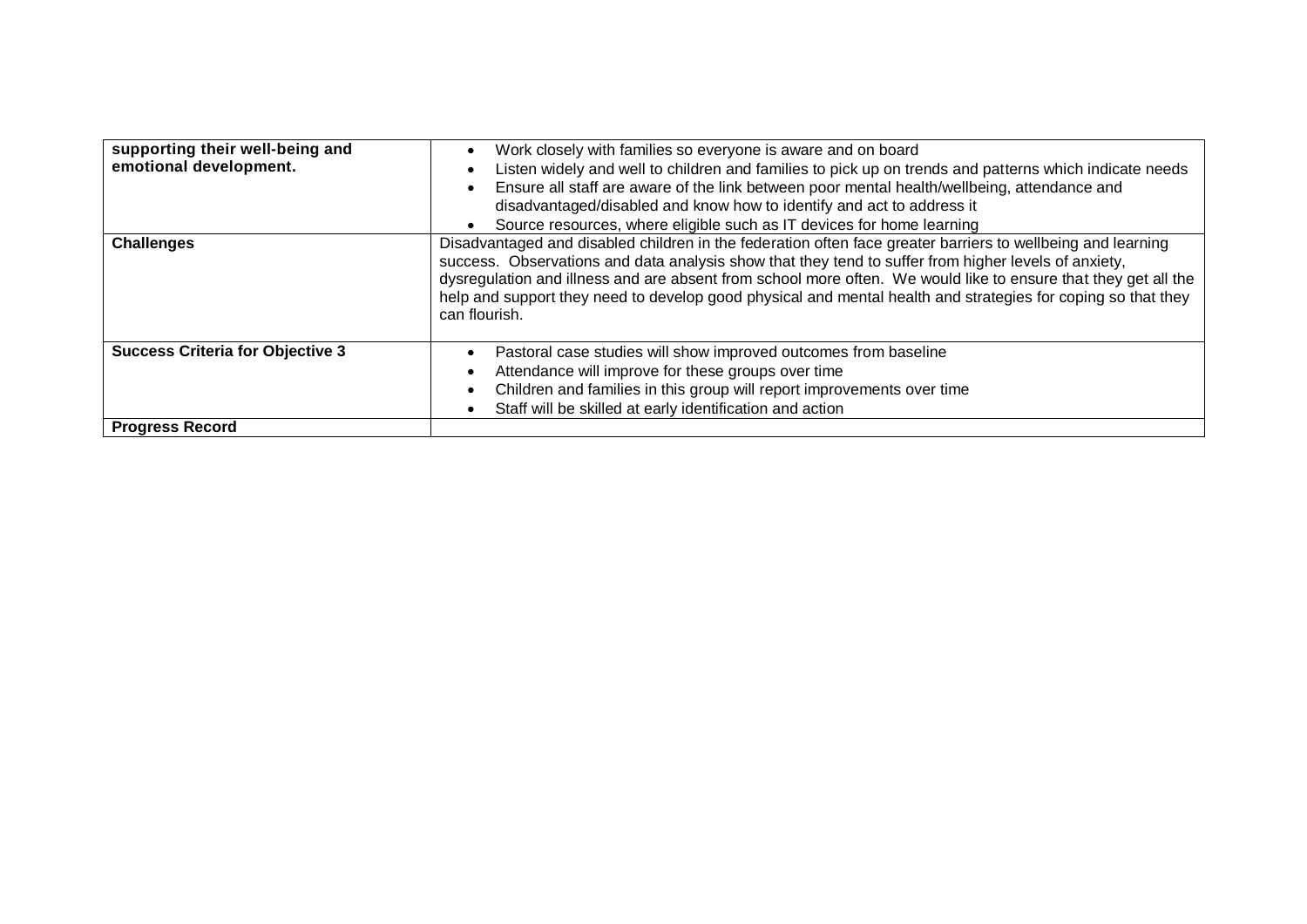| | |
|---|---|
| **supporting their well-being and emotional development.** | • Work closely with families so everyone is aware and on board<br>• Listen widely and well to children and families to pick up on trends and patterns which indicate needs<br>• Ensure all staff are aware of the link between poor mental health/wellbeing, attendance and disadvantaged/disabled and know how to identify and act to address it<br>• Source resources, where eligible such as IT devices for home learning |
| **Challenges** | Disadvantaged and disabled children in the federation often face greater barriers to wellbeing and learning success. Observations and data analysis show that they tend to suffer from higher levels of anxiety, dysregulation and illness and are absent from school more often. We would like to ensure that they get all the help and support they need to develop good physical and mental health and strategies for coping so that they can flourish. |
| **Success Criteria for Objective 3** | • Pastoral case studies will show improved outcomes from baseline<br>• Attendance will improve for these groups over time<br>• Children and families in this group will report improvements over time<br>• Staff will be skilled at early identification and action |
| **Progress Record** | |